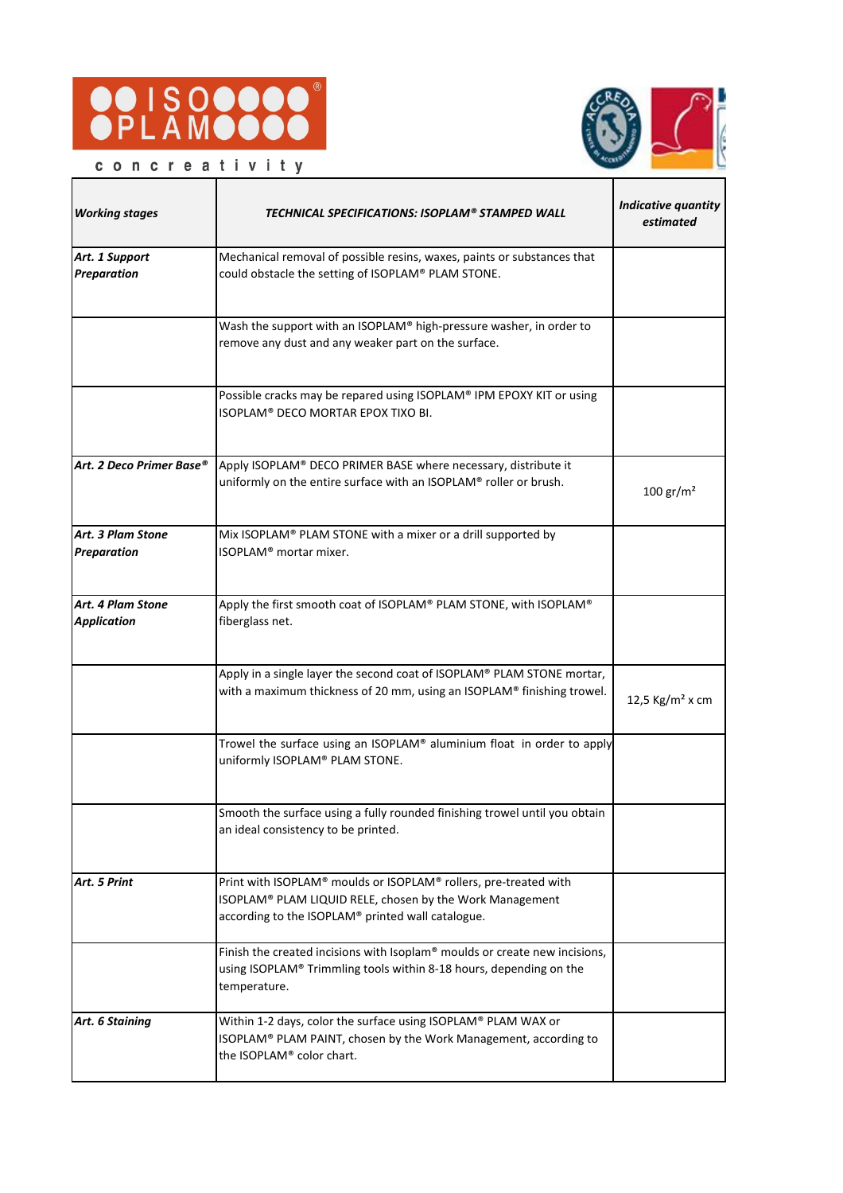ISOPLAM®

concreativity

| *Working stages* | *TECHNICAL SPECIFICATIONS: ISOPLAM® STAMPED WALL* | *Indicative quantity estimated* |
|---|---|---|
| ***Art. 1 Support Preparation*** | Mechanical removal of possible resins, waxes, paints or substances that could obstacle the setting of ISOPLAM® PLAM STONE. | |
| | Wash the support with an ISOPLAM® high-pressure washer, in order to remove any dust and any weaker part on the surface. | |
| | Possible cracks may be repared using ISOPLAM® IPM EPOXY KIT or using ISOPLAM® DECO MORTAR EPOX TIXO BI. | |
| ***Art. 2 Deco Primer Base®*** | Apply ISOPLAM® DECO PRIMER BASE where necessary, distribute it uniformly on the entire surface with an ISOPLAM® roller or brush. | 100 gr/m² |
| ***Art. 3 Plam Stone Preparation*** | Mix ISOPLAM® PLAM STONE with a mixer or a drill supported by ISOPLAM® mortar mixer. | |
| ***Art. 4 Plam Stone Application*** | Apply the first smooth coat of ISOPLAM® PLAM STONE, with ISOPLAM® fiberglass net. | |
| | Apply in a single layer the second coat of ISOPLAM® PLAM STONE mortar, with a maximum thickness of 20 mm, using an ISOPLAM® finishing trowel. | 12,5 Kg/m² x cm |
| | Trowel the surface using an ISOPLAM® aluminium float in order to apply uniformly ISOPLAM® PLAM STONE. | |
| | Smooth the surface using a fully rounded finishing trowel until you obtain an ideal consistency to be printed. | |
| ***Art. 5 Print*** | Print with ISOPLAM® moulds or ISOPLAM® rollers, pre-treated with ISOPLAM® PLAM LIQUID RELE, chosen by the Work Management according to the ISOPLAM® printed wall catalogue. | |
| | Finish the created incisions with Isoplam® moulds or create new incisions, using ISOPLAM® Trimmling tools within 8-18 hours, depending on the temperature. | |
| ***Art. 6 Staining*** | Within 1-2 days, color the surface using ISOPLAM® PLAM WAX or ISOPLAM® PLAM PAINT, chosen by the Work Management, according to the ISOPLAM® color chart. | |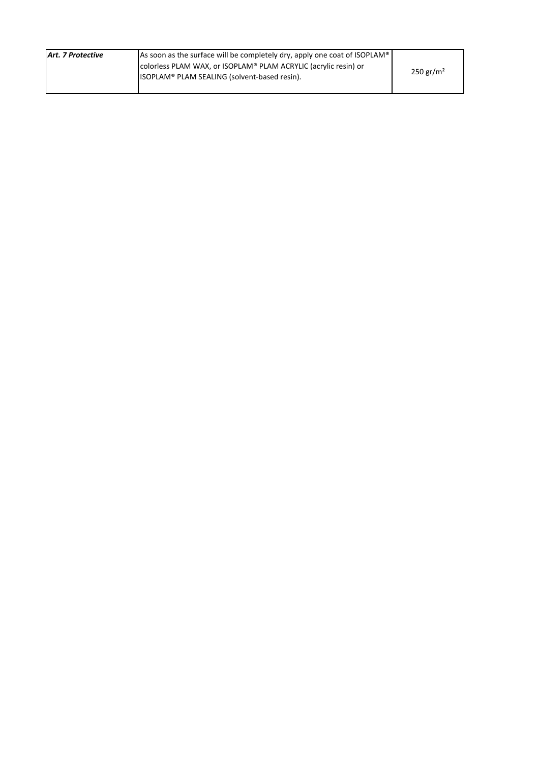| | | |
|---|---|---|
| ***Art. 7 Protective*** | As soon as the surface will be completely dry, apply one coat of ISOPLAM® colorless PLAM WAX, or ISOPLAM® PLAM ACRYLIC (acrylic resin) or ISOPLAM® PLAM SEALING (solvent-based resin). | 250 $gr/m^2$ |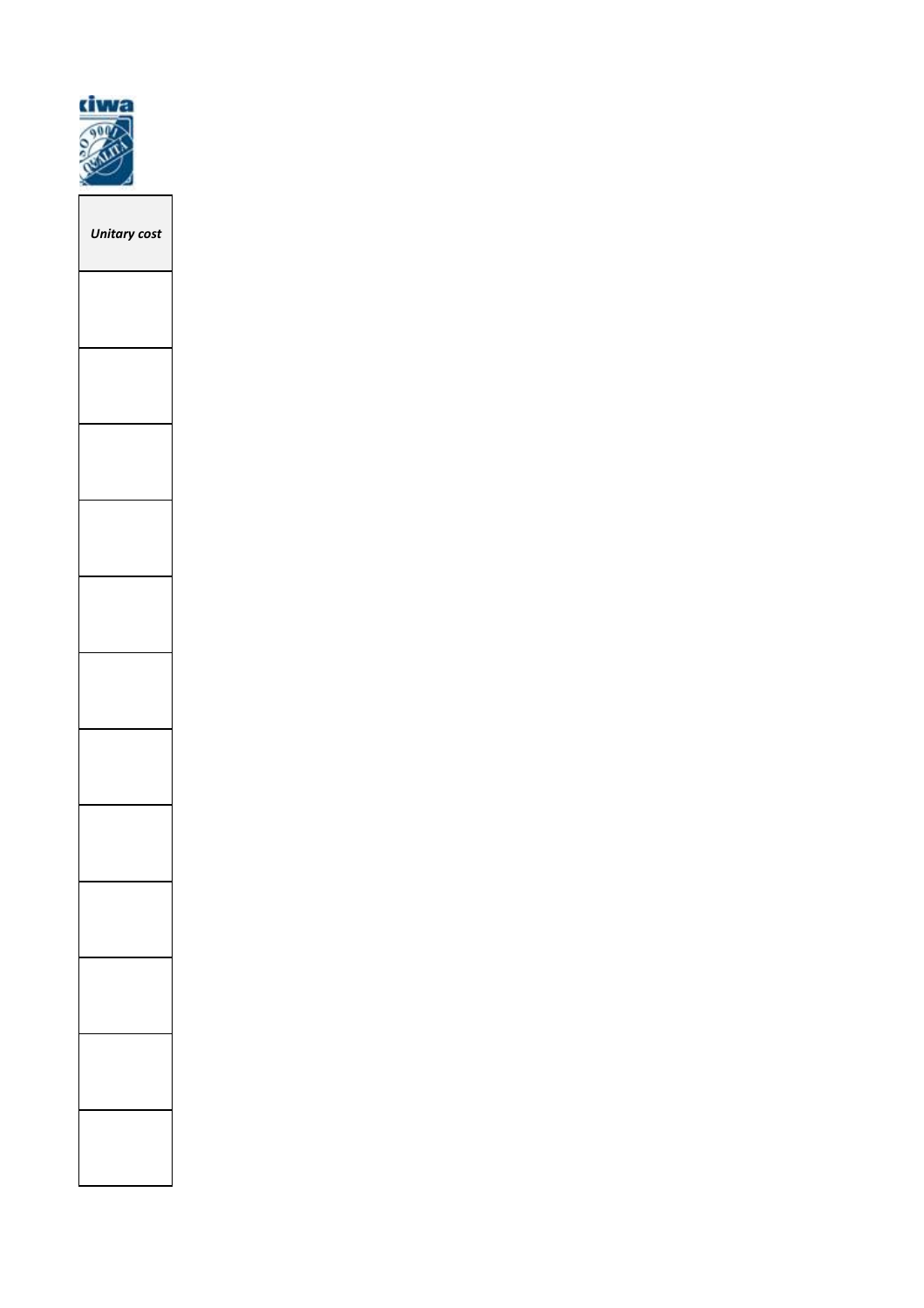| *Unitary cost* |
|---|
| |
| |
| |
| |
| |
| |
| |
| |
| |
| |
| |
| |